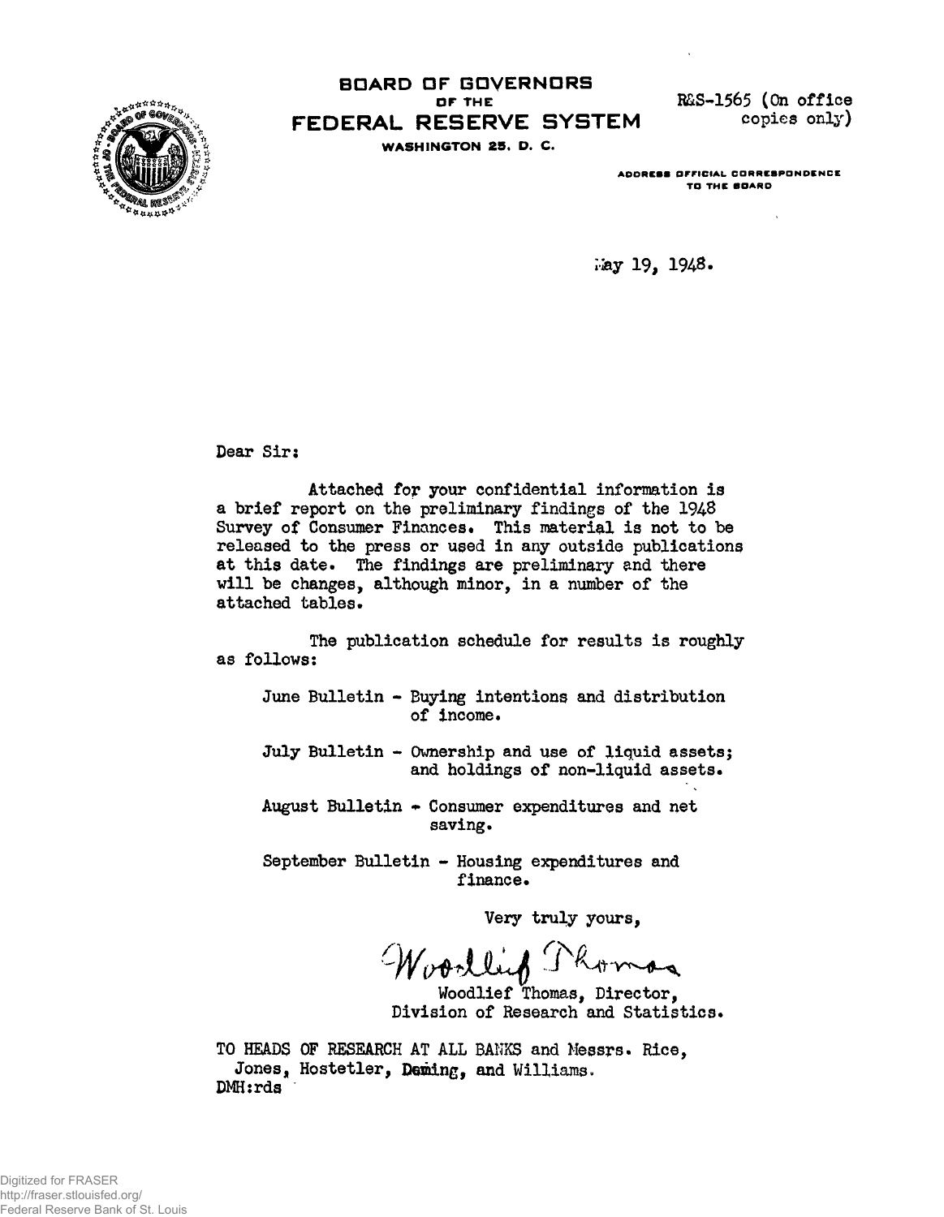# BOARD OF GOVERNORS OF THE FEDERAL RESERVE SYSTEM

WASHINGTON 25, D. C.

R&S-1565 (On office copies only)

ADDRESS OFFICIAL CORRESPONDENCE TO THE BOARD

May 19, 1948.

Dear Sir:

Attached for your confidential information is a brief report on the preliminary findings of the 1948 Survey of Consumer Finances. This material is not to be released to the press or used in any outside publications at this date. The findings are preliminary and there will be changes, although minor, in a number of the attached tables.

The publication schedule for results is roughly as follows:

June Bulletin - Buying intentions and distribution of income.

July Bulletin - Ownership and use of liquid assets; and holdings of non-liquid assets.

August Bulletin - Consumer expenditures and net saving.

September Bulletin - Housing expenditures and finance.

Very truly yours,

Woodlief Thomas

Woodlief Thomas, Director,
Division of Research and Statistics.

TO HEADS OF RESEARCH AT ALL BANKS and Messrs. Rice, Jones, Hostetler, Deming, and Williams.

DMH:rds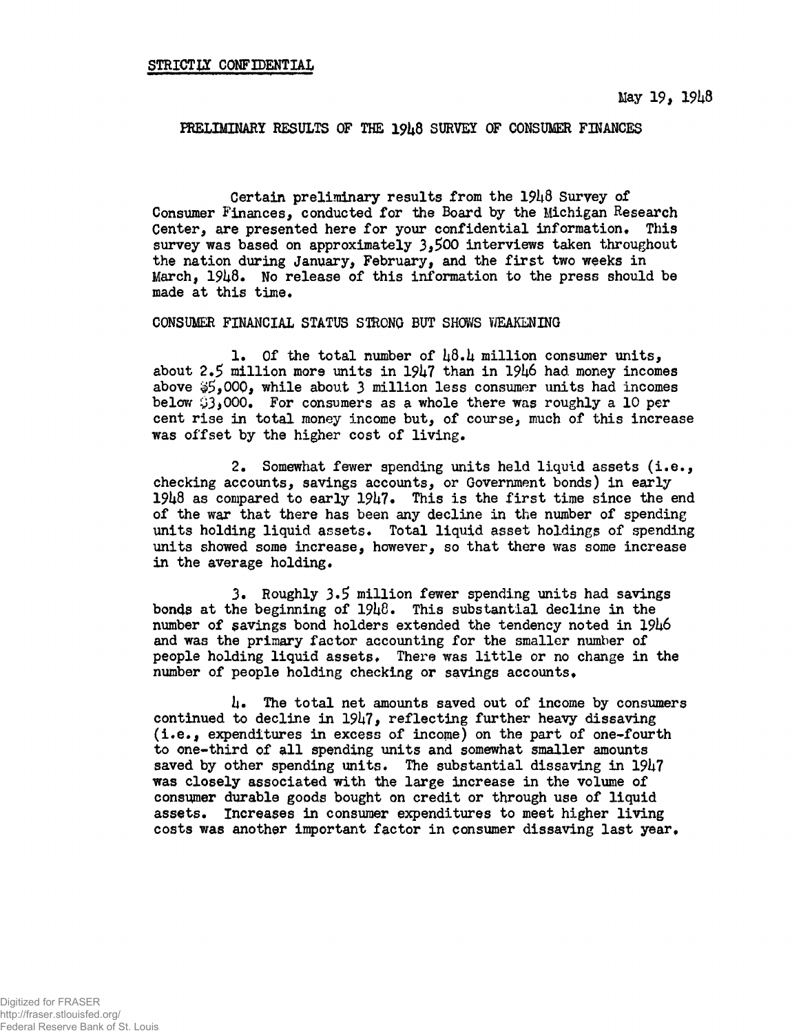STRICTLY CONFIDENTIAL

May 19, 1948

## PRELIMINARY RESULTS OF THE 1948 SURVEY OF CONSUMER FINANCES

Certain preliminary results from the 1948 Survey of Consumer Finances, conducted for the Board by the Michigan Research Center, are presented here for your confidential information. This survey was based on approximately 3,500 interviews taken throughout the nation during January, February, and the first two weeks in March, 1948. No release of this information to the press should be made at this time.

### CONSUMER FINANCIAL STATUS STRONG BUT SHOWS WEAKENING

1. Of the total number of 48.4 million consumer units, about 2.5 million more units in 1947 than in 1946 had money incomes above $5,000, while about 3 million less consumer units had incomes below $3,000. For consumers as a whole there was roughly a 10 per cent rise in total money income but, of course, much of this increase was offset by the higher cost of living.

2. Somewhat fewer spending units held liquid assets (i.e., checking accounts, savings accounts, or Government bonds) in early 1948 as compared to early 1947. This is the first time since the end of the war that there has been any decline in the number of spending units holding liquid assets. Total liquid asset holdings of spending units showed some increase, however, so that there was some increase in the average holding.

3. Roughly 3.5 million fewer spending units had savings bonds at the beginning of 1948. This substantial decline in the number of savings bond holders extended the tendency noted in 1946 and was the primary factor accounting for the smaller number of people holding liquid assets. There was little or no change in the number of people holding checking or savings accounts.

4. The total net amounts saved out of income by consumers continued to decline in 1947, reflecting further heavy dissaving (i.e., expenditures in excess of income) on the part of one-fourth to one-third of all spending units and somewhat smaller amounts saved by other spending units. The substantial dissaving in 1947 was closely associated with the large increase in the volume of consumer durable goods bought on credit or through use of liquid assets. Increases in consumer expenditures to meet higher living costs was another important factor in consumer dissaving last year.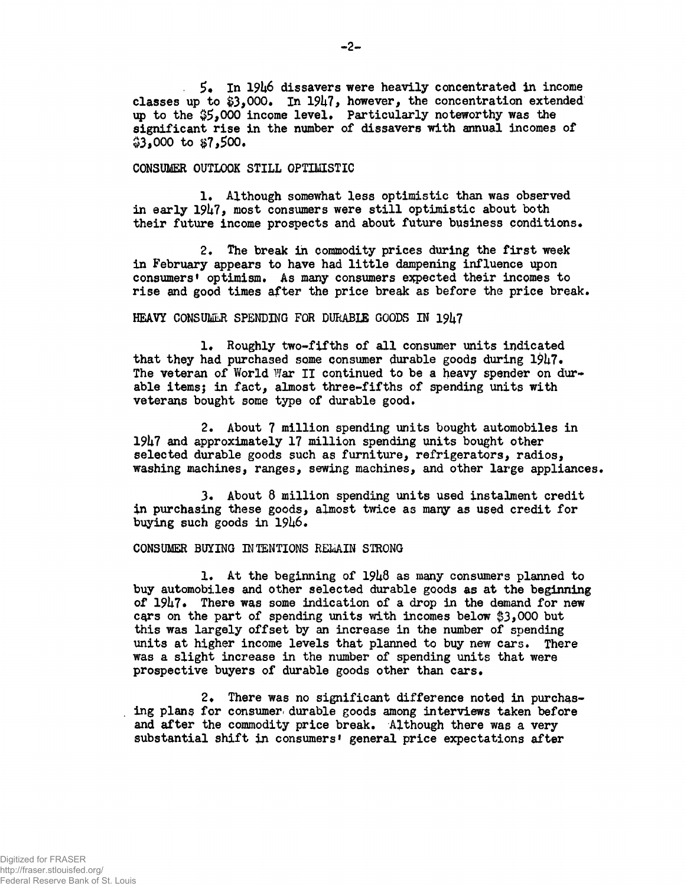5. In 1946 dissavers were heavily concentrated in income classes up to $3,000. In 1947, however, the concentration extended up to the $5,000 income level. Particularly noteworthy was the significant rise in the number of dissavers with annual incomes of $3,000 to $7,500.

## CONSUMER OUTLOOK STILL OPTIMISTIC

1. Although somewhat less optimistic than was observed in early 1947, most consumers were still optimistic about both their future income prospects and about future business conditions.

2. The break in commodity prices during the first week in February appears to have had little dampening influence upon consumers' optimism. As many consumers expected their incomes to rise and good times after the price break as before the price break.

## HEAVY CONSUMER SPENDING FOR DURABLE GOODS IN 1947

1. Roughly two-fifths of all consumer units indicated that they had purchased some consumer durable goods during 1947. The veteran of World War II continued to be a heavy spender on durable items; in fact, almost three-fifths of spending units with veterans bought some type of durable good.

2. About 7 million spending units bought automobiles in 1947 and approximately 17 million spending units bought other selected durable goods such as furniture, refrigerators, radios, washing machines, ranges, sewing machines, and other large appliances.

3. About 8 million spending units used instalment credit in purchasing these goods, almost twice as many as used credit for buying such goods in 1946.

## CONSUMER BUYING INTENTIONS REMAIN STRONG

1. At the beginning of 1948 as many consumers planned to buy automobiles and other selected durable goods as at the beginning of 1947. There was some indication of a drop in the demand for new cars on the part of spending units with incomes below $3,000 but this was largely offset by an increase in the number of spending units at higher income levels that planned to buy new cars. There was a slight increase in the number of spending units that were prospective buyers of durable goods other than cars.

2. There was no significant difference noted in purchasing plans for consumer durable goods among interviews taken before and after the commodity price break. Although there was a very substantial shift in consumers' general price expectations after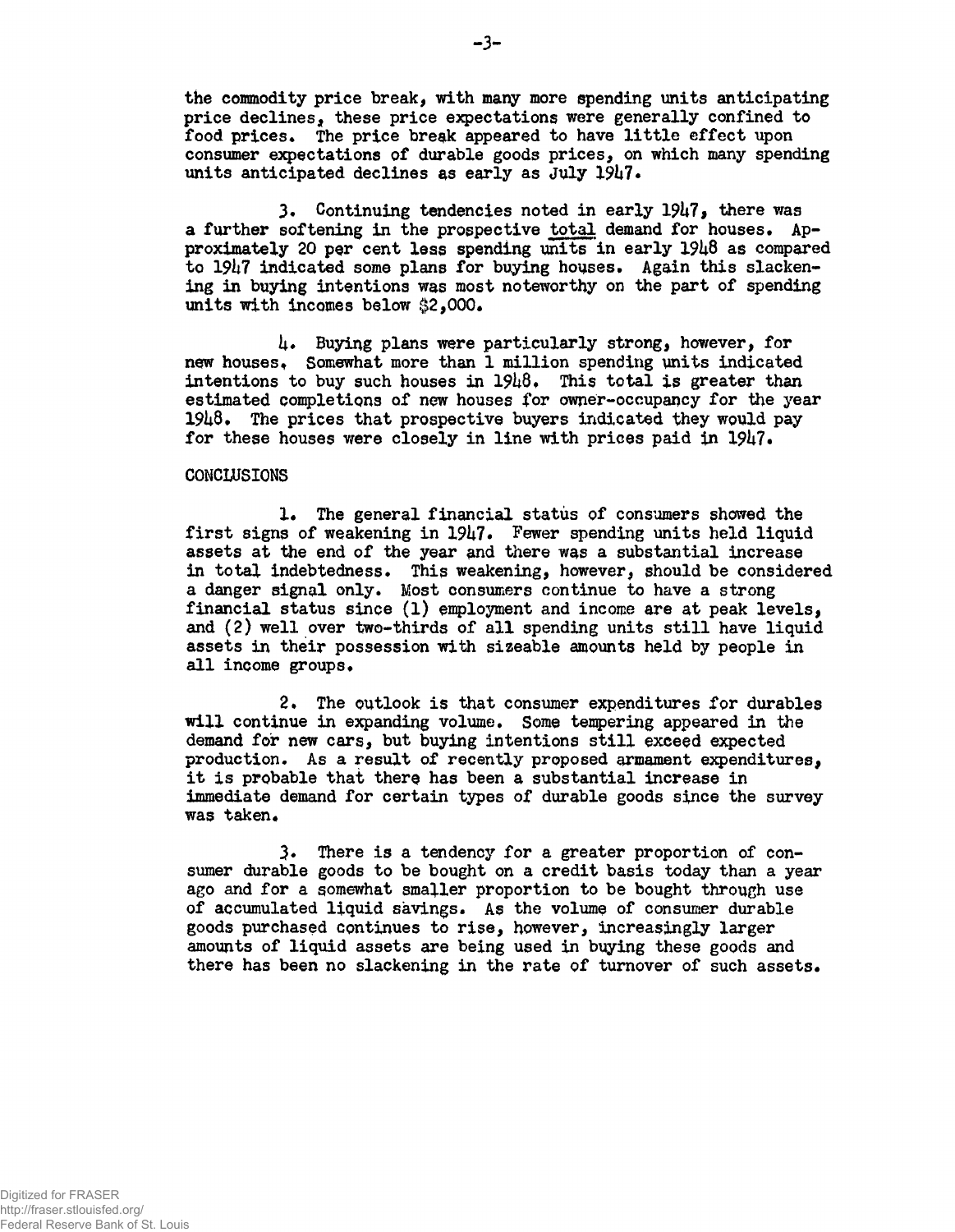the commodity price break, with many more spending units anticipating price declines, these price expectations were generally confined to food prices. The price break appeared to have little effect upon consumer expectations of durable goods prices, on which many spending units anticipated declines as early as July 1947.

3. Continuing tendencies noted in early 1947, there was a further softening in the prospective total demand for houses. Approximately 20 per cent less spending units in early 1948 as compared to 1947 indicated some plans for buying houses. Again this slackening in buying intentions was most noteworthy on the part of spending units with incomes below $2,000.

4. Buying plans were particularly strong, however, for new houses. Somewhat more than 1 million spending units indicated intentions to buy such houses in 1948. This total is greater than estimated completions of new houses for owner-occupancy for the year 1948. The prices that prospective buyers indicated they would pay for these houses were closely in line with prices paid in 1947.

CONCLUSIONS

1. The general financial status of consumers showed the first signs of weakening in 1947. Fewer spending units held liquid assets at the end of the year and there was a substantial increase in total indebtedness. This weakening, however, should be considered a danger signal only. Most consumers continue to have a strong financial status since (1) employment and income are at peak levels, and (2) well over two-thirds of all spending units still have liquid assets in their possession with sizeable amounts held by people in all income groups.

2. The outlook is that consumer expenditures for durables will continue in expanding volume. Some tempering appeared in the demand for new cars, but buying intentions still exceed expected production. As a result of recently proposed armament expenditures, it is probable that there has been a substantial increase in immediate demand for certain types of durable goods since the survey was taken.

3. There is a tendency for a greater proportion of consumer durable goods to be bought on a credit basis today than a year ago and for a somewhat smaller proportion to be bought through use of accumulated liquid savings. As the volume of consumer durable goods purchased continues to rise, however, increasingly larger amounts of liquid assets are being used in buying these goods and there has been no slackening in the rate of turnover of such assets.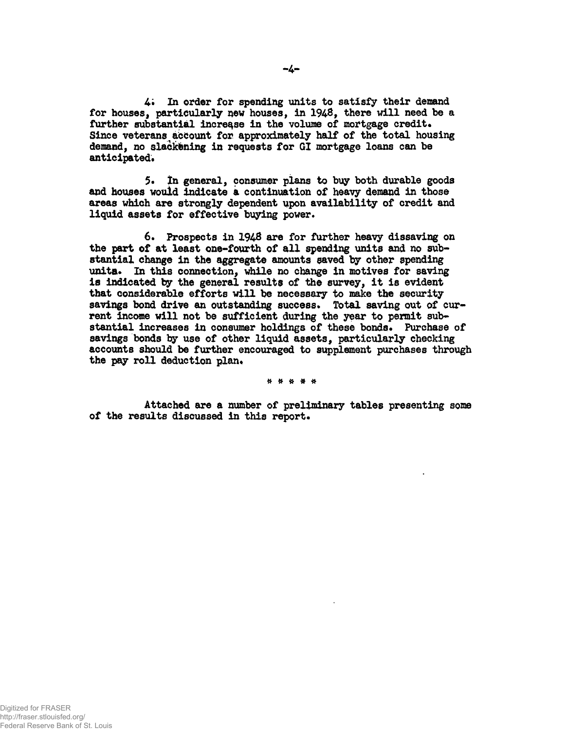4. In order for spending units to satisfy their demand for houses, particularly new houses, in 1948, there will need be a further substantial increase in the volume of mortgage credit. Since veterans account for approximately half of the total housing demand, no slackening in requests for GI mortgage loans can be anticipated.

5. In general, consumer plans to buy both durable goods and houses would indicate a continuation of heavy demand in those areas which are strongly dependent upon availability of credit and liquid assets for effective buying power.

6. Prospects in 1948 are for further heavy dissaving on the part of at least one-fourth of all spending units and no substantial change in the aggregate amounts saved by other spending units. In this connection, while no change in motives for saving is indicated by the general results of the survey, it is evident that considerable efforts will be necessary to make the security savings bond drive an outstanding success. Total saving out of current income will not be sufficient during the year to permit substantial increases in consumer holdings of these bonds. Purchase of savings bonds by use of other liquid assets, particularly checking accounts should be further encouraged to supplement purchases through the pay roll deduction plan.

\* \* \* \* \*

Attached are a number of preliminary tables presenting some of the results discussed in this report.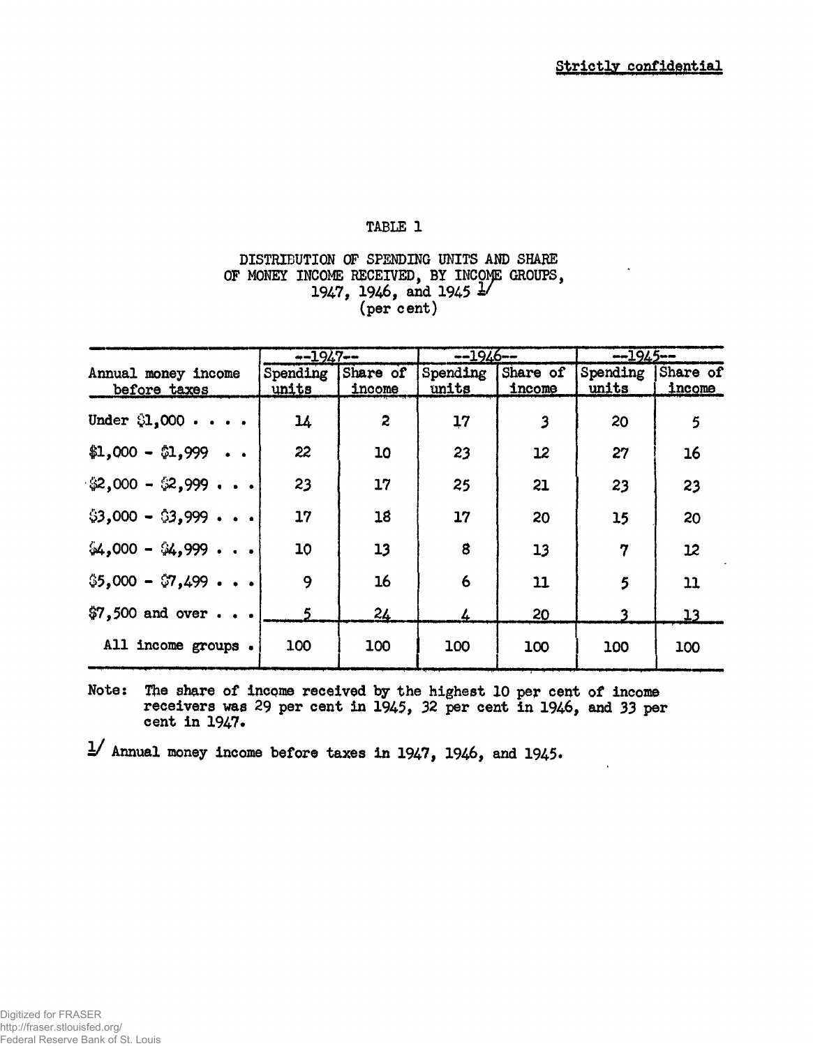Strictly confidential

TABLE 1

DISTRIBUTION OF SPENDING UNITS AND SHARE OF MONEY INCOME RECEIVED, BY INCOME GROUPS, 1947, 1946, and 1945 1/
(per cent)

| Annual money income before taxes | --1947-- | | --1946-- | | --1945-- | |
|---|---|---|---|---|---|---|
| | Spending units | Share of income | Spending units | Share of income | Spending units | Share of income |
| Under $1,000 . . . . | 14 | 2 | 17 | 3 | 20 | 5 |
| $1,000 - $1,999 . . | 22 | 10 | 23 | 12 | 27 | 16 |
| $2,000 - $2,999 . . . | 23 | 17 | 25 | 21 | 23 | 23 |
| $3,000 - $3,999 . . . | 17 | 18 | 17 | 20 | 15 | 20 |
| $4,000 - $4,999 . . . | 10 | 13 | 8 | 13 | 7 | 12 |
| $5,000 - $7,499 . . . | 9 | 16 | 6 | 11 | 5 | 11 |
| $7,500 and over . . . | 5 | 24 | 4 | 20 | 3 | 13 |
| All income groups . | 100 | 100 | 100 | 100 | 100 | 100 |

Note: The share of income received by the highest 10 per cent of income receivers was 29 per cent in 1945, 32 per cent in 1946, and 33 per cent in 1947.

1/ Annual money income before taxes in 1947, 1946, and 1945.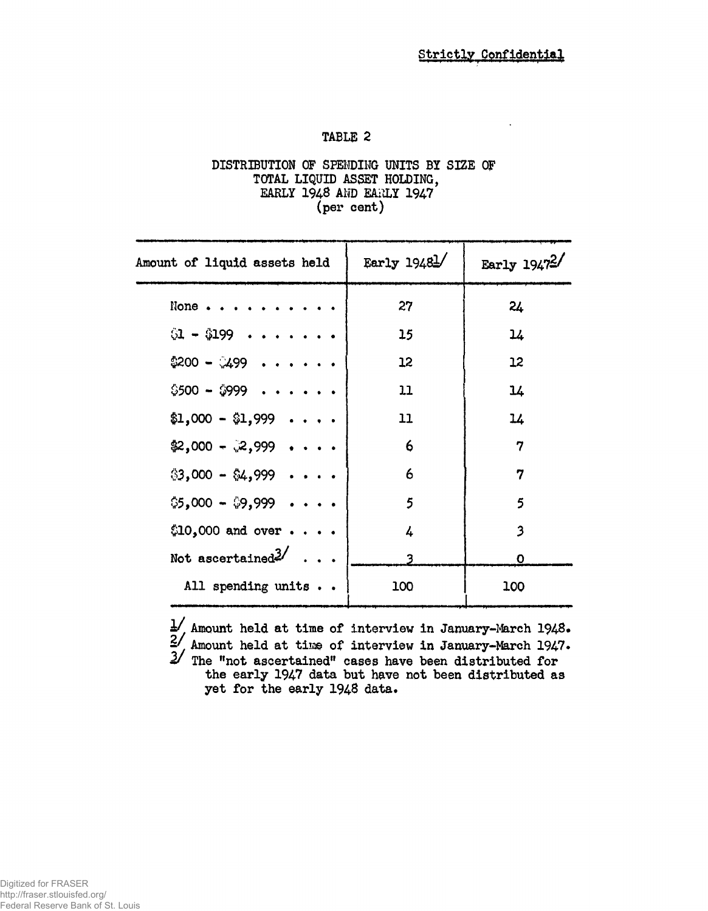Strictly Confidential

## TABLE 2

### DISTRIBUTION OF SPENDING UNITS BY SIZE OF TOTAL LIQUID ASSET HOLDING, EARLY 1948 AND EARLY 1947 (per cent)

| Amount of liquid assets held | Early 1948[1] | Early 1947[2] |
|---|---|---|
| None . . . . . . . . . . | 27 | 24 |
| $1 - $199 . . . . . . . | 15 | 14 |
| $200 - $499 . . . . . . | 12 | 12 |
| $500 - $999 . . . . . . | 11 | 14 |
| $1,000 - $1,999 . . . . | 11 | 14 |
| $2,000 - $2,999 . . . . | 6 | 7 |
| $3,000 - $4,999 . . . . | 6 | 7 |
| $5,000 - $9,999 . . . . | 5 | 5 |
| $10,000 and over . . . . | 4 | 3 |
| Not ascertained[3] . . . | 3 | 0 |
| All spending units . . | 100 | 100 |

[1] Amount held at time of interview in January-March 1948.
[2] Amount held at time of interview in January-March 1947.
[3] The "not ascertained" cases have been distributed for the early 1947 data but have not been distributed as yet for the early 1948 data.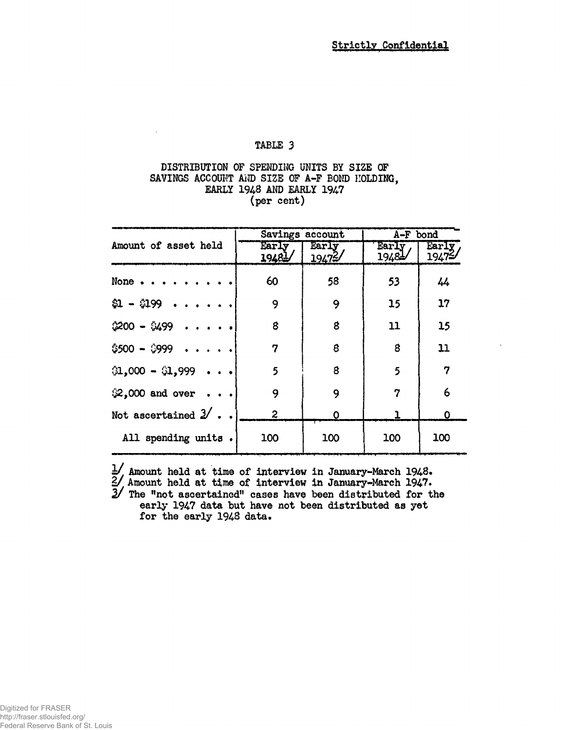**Strictly Confidential**

TABLE 3

DISTRIBUTION OF SPENDING UNITS BY SIZE OF SAVINGS ACCOUNT AND SIZE OF A-F BOND HOLDING, EARLY 1948 AND EARLY 1947
(per cent)

| Amount of asset held | Savings account | | A-F bond | |
|---|---|---|---|---|
| | Early 1948[1] | Early 1947[2] | Early 1948[1] | Early 1947[2] |
| None | 60 | 58 | 53 | 44 |
| $1 - $199 | 9 | 9 | 15 | 17 |
| $200 - $499 | 8 | 8 | 11 | 15 |
| $500 - $999 | 7 | 8 | 8 | 11 |
| $1,000 - $1,999 | 5 | 8 | 5 | 7 |
| $2,000 and over | 9 | 9 | 7 | 6 |
| Not ascertained [3] | 2 | 0 | 1 | 0 |
| All spending units | 100 | 100 | 100 | 100 |

[1] Amount held at time of interview in January-March 1948.
[2] Amount held at time of interview in January-March 1947.
[3] The "not ascertained" cases have been distributed for the early 1947 data but have not been distributed as yet for the early 1948 data.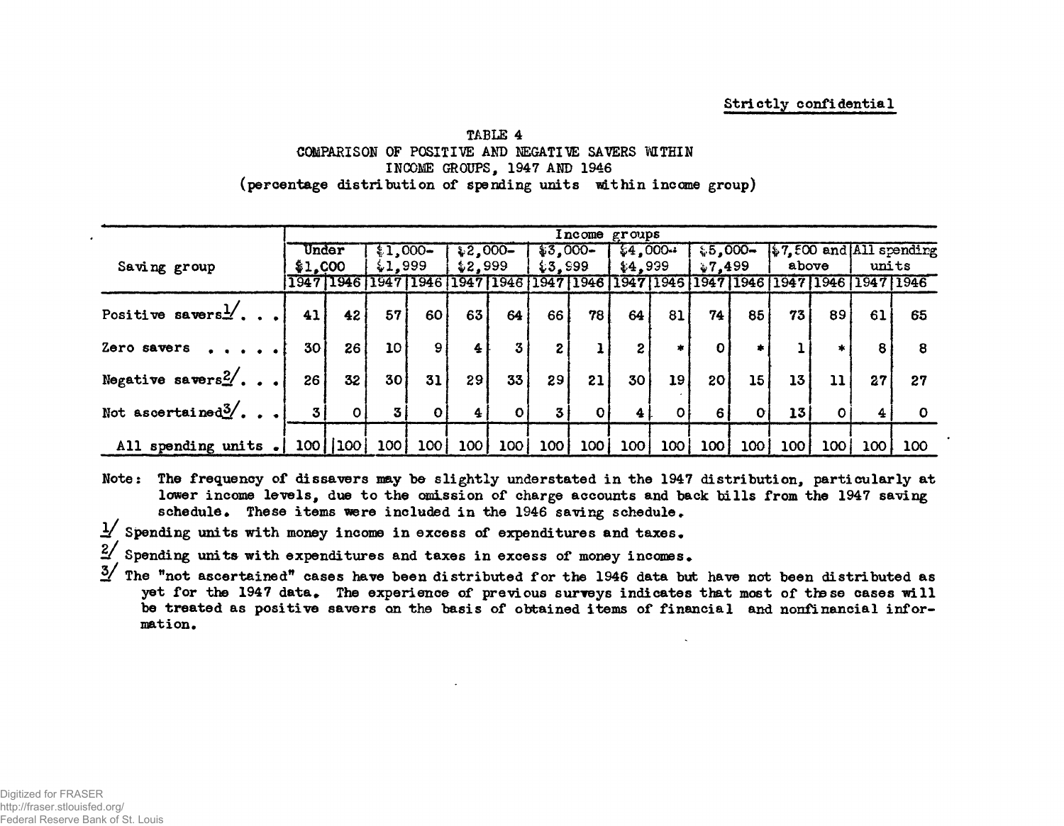Strictly confidential

# TABLE 4
## COMPARISON OF POSITIVE AND NEGATIVE SAVERS WITHIN INCOME GROUPS, 1947 AND 1946
### (percentage distribution of spending units within income group)

| Saving group | Under $1,000 | | $1,000-$1,999 | | $2,000-$2,999 | | $3,000-$3,999 | | $4,000-$4,999 | | $5,000-$7,499 | | $7,500 and above | | All spending units | |
|---|---|---|---|---|---|---|---|---|---|---|---|---|---|---|---|---|
| | 1947 | 1946 | 1947 | 1946 | 1947 | 1946 | 1947 | 1946 | 1947 | 1946 | 1947 | 1946 | 1947 | 1946 | 1947 | 1946 |
| Positive savers1/ . . . | 41 | 42 | 57 | 60 | 63 | 64 | 66 | 78 | 64 | 81 | 74 | 85 | 73 | 89 | 61 | 65 |
| Zero savers . . . . . | 30 | 26 | 10 | 9 | 4 | 3 | 2 | 1 | 2 | * | 0 | * | 1 | * | 8 | 8 |
| Negative savers2/. . . | 26 | 32 | 30 | 31 | 29 | 33 | 29 | 21 | 30 | 19 | 20 | 15 | 13 | 11 | 27 | 27 |
| Not ascertained3/. . . | 3 | 0 | 3 | 0 | 4 | 0 | 3 | 0 | 4 | 0 | 6 | 0 | 13 | 0 | 4 | 0 |
| All spending units . | 100 | 100 | 100 | 100 | 100 | 100 | 100 | 100 | 100 | 100 | 100 | 100 | 100 | 100 | 100 | 100 |

Note: The frequency of dissavers may be slightly understated in the 1947 distribution, particularly at lower income levels, due to the omission of charge accounts and back bills from the 1947 saving schedule. These items were included in the 1946 saving schedule.

1/ Spending units with money income in excess of expenditures and taxes.

2/ Spending units with expenditures and taxes in excess of money incomes.

3/ The "not ascertained" cases have been distributed for the 1946 data but have not been distributed as yet for the 1947 data. The experience of previous surveys indicates that most of these cases will be treated as positive savers on the basis of obtained items of financial and nonfinancial information.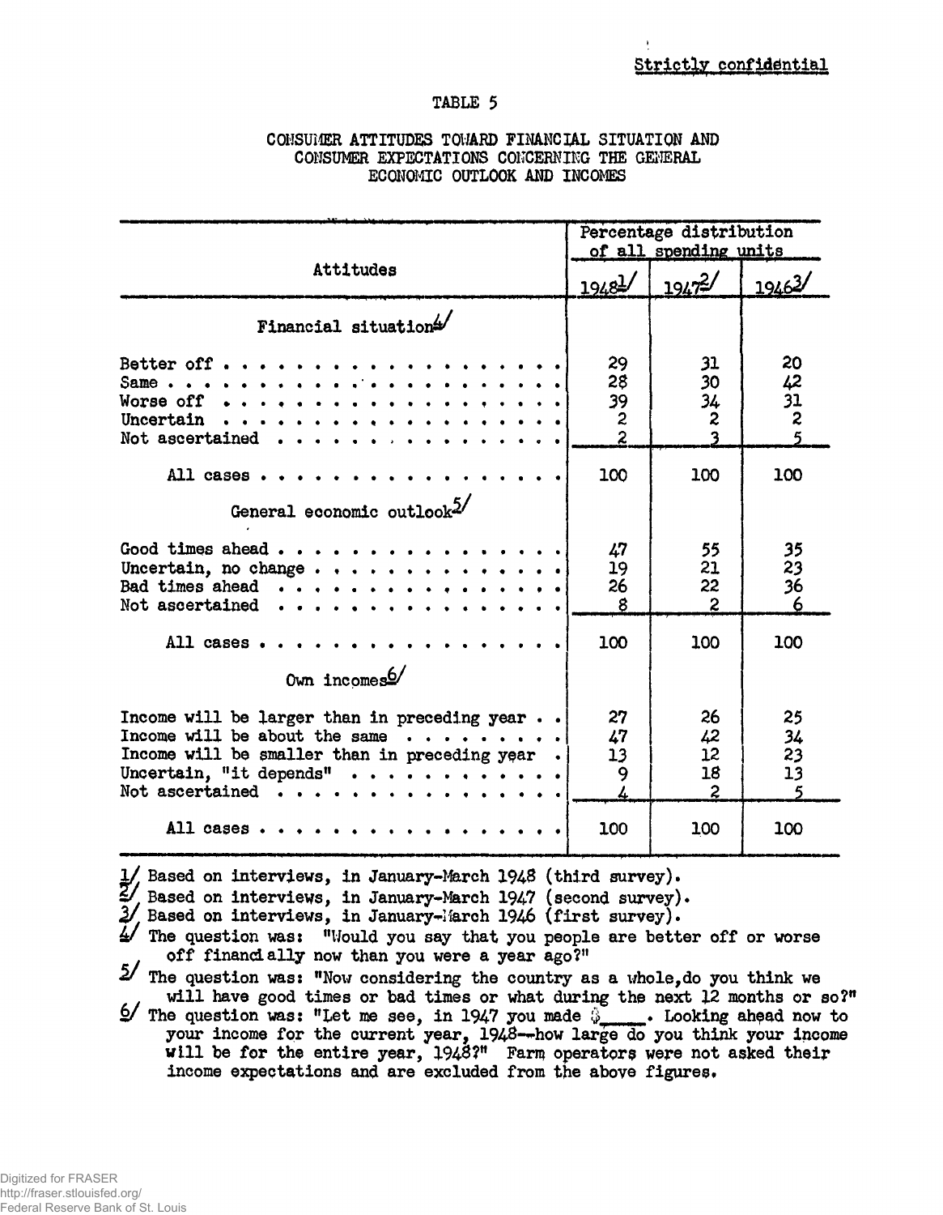Strictly confidential

TABLE 5

CONSUMER ATTITUDES TOWARD FINANCIAL SITUATION AND CONSUMER EXPECTATIONS CONCERNING THE GENERAL ECONOMIC OUTLOOK AND INCOMES

| Attitudes | Percentage distribution of all spending units | | |
|---|---|---|---|
| | 1948 1/ | 1947 2/ | 1946 3/ |
| **Financial situation 4/** | | | |
| Better off | 29 | 31 | 20 |
| Same | 28 | 30 | 42 |
| Worse off | 39 | 34 | 31 |
| Uncertain | 2 | 2 | 2 |
| Not ascertained | 2 | 3 | 5 |
| All cases | 100 | 100 | 100 |
| **General economic outlook 5/** | | | |
| Good times ahead | 47 | 55 | 35 |
| Uncertain, no change | 19 | 21 | 23 |
| Bad times ahead | 26 | 22 | 36 |
| Not ascertained | 8 | 2 | 6 |
| All cases | 100 | 100 | 100 |
| **Own incomes 6/** | | | |
| Income will be larger than in preceding year | 27 | 26 | 25 |
| Income will be about the same | 47 | 42 | 34 |
| Income will be smaller than in preceding year | 13 | 12 | 23 |
| Uncertain, "it depends" | 9 | 18 | 13 |
| Not ascertained | 4 | 2 | 5 |
| All cases | 100 | 100 | 100 |

1/ Based on interviews, in January-March 1948 (third survey).

2/ Based on interviews, in January-March 1947 (second survey).

3/ Based on interviews, in January-March 1946 (first survey).

4/ The question was: "Would you say that you people are better off or worse off financially now than you were a year ago?"

5/ The question was: "Now considering the country as a whole, do you think we will have good times or bad times or what during the next 12 months or so?"

6/ The question was: "Let me see, in 1947 you made $\_\_\_\_. Looking ahead now to your income for the current year, 1948—how large do you think your income will be for the entire year, 1948?" Farm operators were not asked their income expectations and are excluded from the above figures.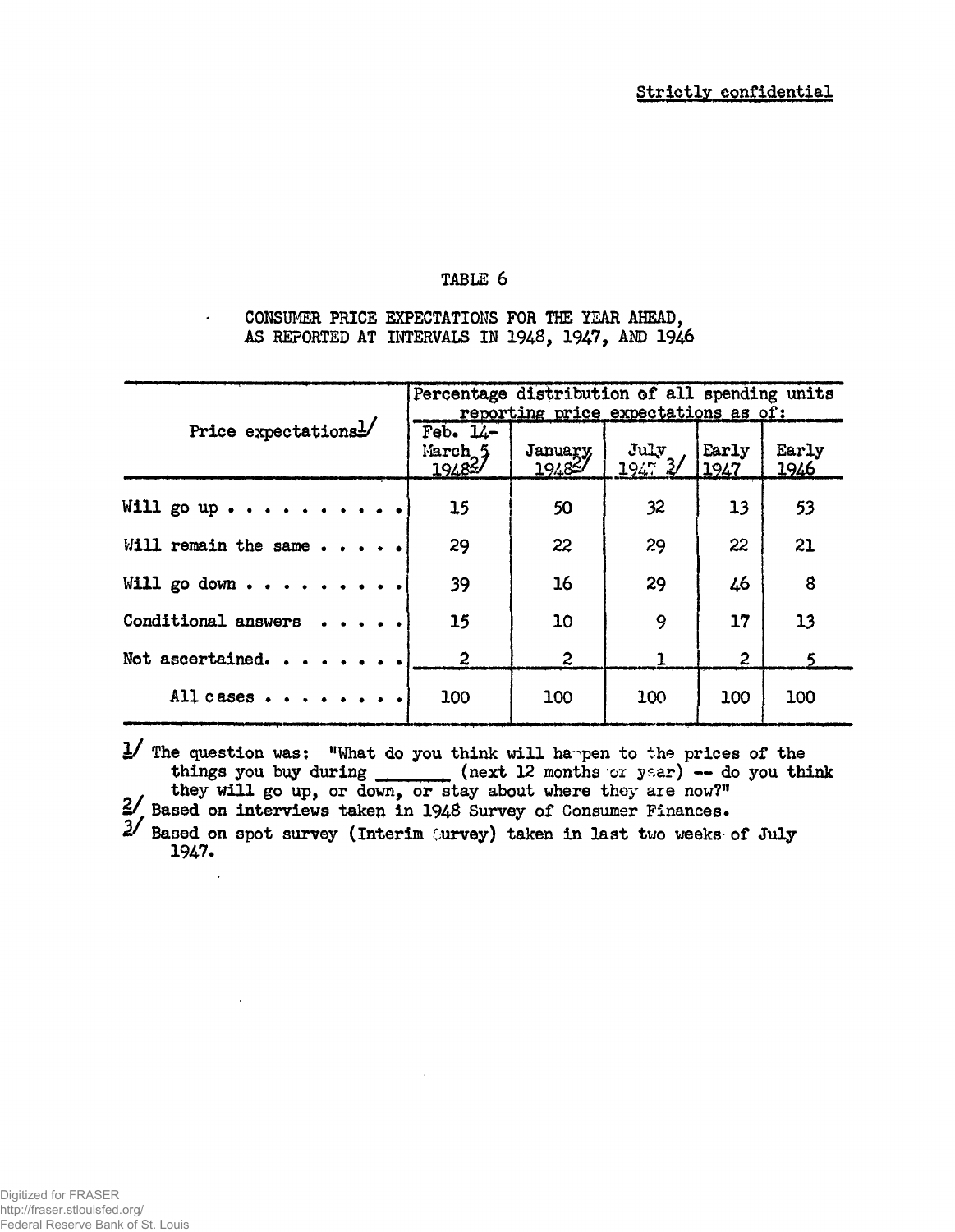Strictly confidential

# TABLE 6

## CONSUMER PRICE EXPECTATIONS FOR THE YEAR AHEAD, AS REPORTED AT INTERVALS IN 1948, 1947, AND 1946

| Price expectations[1] | Percentage distribution of all spending units reporting price expectations as of: | | | | |
|---|---|---|---|---|---|
| | Feb. 14-March 5 1948[2] | January 1948[2] | July 1947[3] | Early 1947 | Early 1946 |
| Will go up . . . . . . . . . . | 15 | 50 | 32 | 13 | 53 |
| Will remain the same . . . . . | 29 | 22 | 29 | 22 | 21 |
| Will go down . . . . . . . . . | 39 | 16 | 29 | 46 | 8 |
| Conditional answers . . . . . | 15 | 10 | 9 | 17 | 13 |
| Not ascertained. . . . . . . . | 2 | 2 | 1 | 2 | 5 |
| All cases . . . . . . . . | 100 | 100 | 100 | 100 | 100 |

1/ The question was: "What do you think will happen to the prices of the things you buy during _______ (next 12 months or year) -- do you think they will go up, or down, or stay about where they are now?"

2/ Based on interviews taken in 1948 Survey of Consumer Finances.

3/ Based on spot survey (Interim Survey) taken in last two weeks of July 1947.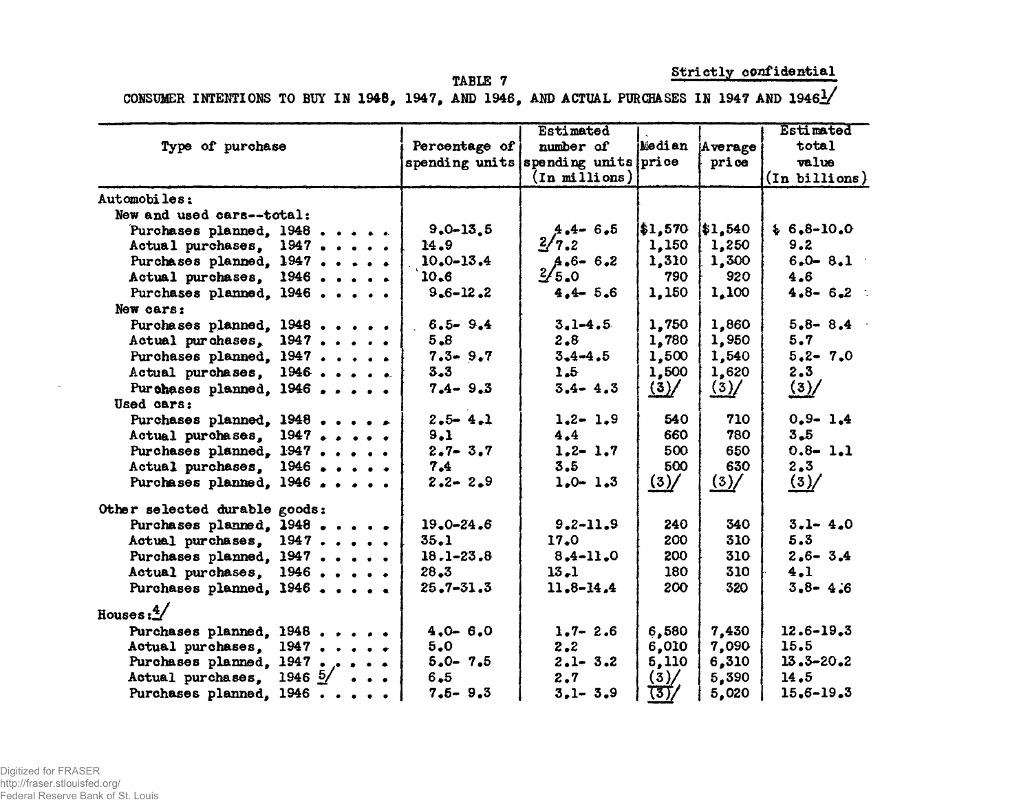Strictly confidential

TABLE 7

CONSUMER INTENTIONS TO BUY IN 1948, 1947, AND 1946, AND ACTUAL PURCHASES IN 1947 AND 1946[1]

| Type of purchase | Percentage of spending units | Estimated number of spending units (In millions) | Median price | Average price | Estimated total value (In billions) |
|---|---|---|---|---|---|
| Automobiles: | | | | | |
| New and used cars--total: | | | | | |
| Purchases planned, 1948 . . . . . | 9.0-13.5 | 4.4- 6.5 | $1,570 | $1,540 | $ 6.8-10.0 |
| Actual purchases, 1947 . . . . . | 14.9 | [2] 7.2 | 1,150 | 1,250 | 9.2 |
| Purchases planned, 1947 . . . . . | 10.0-13.4 | 4.6- 6.2 | 1,310 | 1,300 | 6.0- 8.1 |
| Actual purchases, 1946 . . . . . | 10.6 | [2] 5.0 | 790 | 920 | 4.6 |
| Purchases planned, 1946 . . . . . | 9.6-12.2 | 4.4- 5.6 | 1,150 | 1,100 | 4.8- 6.2 |
| New cars: | | | | | |
| Purchases planned, 1948 . . . . . | 6.5- 9.4 | 3.1-4.5 | 1,750 | 1,860 | 5.8- 8.4 |
| Actual purchases, 1947 . . . . . | 5.8 | 2.8 | 1,780 | 1,950 | 5.7 |
| Purchases planned, 1947 . . . . . | 7.3- 9.7 | 3.4-4.5 | 1,500 | 1,540 | 5.2- 7.0 |
| Actual purchases, 1946 . . . . . | 3.3 | 1.5 | 1,500 | 1,620 | 2.3 |
| Purchases planned, 1946 . . . . . | 7.4- 9.3 | 3.4- 4.3 | (3) | (3) | (3) |
| Used cars: | | | | | |
| Purchases planned, 1948 . . . . . | 2.5- 4.1 | 1.2- 1.9 | 540 | 710 | 0.9- 1.4 |
| Actual purchases, 1947 . . . . . | 9.1 | 4.4 | 660 | 780 | 3.5 |
| Purchases planned, 1947 . . . . . | 2.7- 3.7 | 1.2- 1.7 | 500 | 650 | 0.8- 1.1 |
| Actual purchases, 1946 . . . . . | 7.4 | 3.5 | 500 | 630 | 2.3 |
| Purchases planned, 1946 . . . . . | 2.2- 2.9 | 1.0- 1.3 | (3) | (3) | (3) |
| Other selected durable goods: | | | | | |
| Purchases planned, 1948 . . . . . | 19.0-24.6 | 9.2-11.9 | 240 | 340 | 3.1- 4.0 |
| Actual purchases, 1947 . . . . . | 35.1 | 17.0 | 200 | 310 | 5.3 |
| Purchases planned, 1947 . . . . . | 18.1-23.8 | 8.4-11.0 | 200 | 310 | 2.6- 3.4 |
| Actual purchases, 1946 . . . . . | 28.3 | 13.1 | 180 | 310 | 4.1 |
| Purchases planned, 1946 . . . . . | 25.7-31.3 | 11.8-14.4 | 200 | 320 | 3.8- 4.6 |
| Houses:[4] | | | | | |
| Purchases planned, 1948 . . . . . | 4.0- 6.0 | 1.7- 2.6 | 6,580 | 7,430 | 12.6-19.3 |
| Actual purchases, 1947 . . . . . | 5.0 | 2.2 | 6,010 | 7,090 | 15.5 |
| Purchases planned, 1947 . . . . . | 5.0- 7.5 | 2.1- 3.2 | 5,110 | 6,310 | 13.3-20.2 |
| Actual purchases, 1946 [5] . . . | 6.5 | 2.7 | (3) | 5,390 | 14.5 |
| Purchases planned, 1946 . . . . . | 7.5- 9.3 | 3.1- 3.9 | (3) | 5,020 | 15.6-19.3 |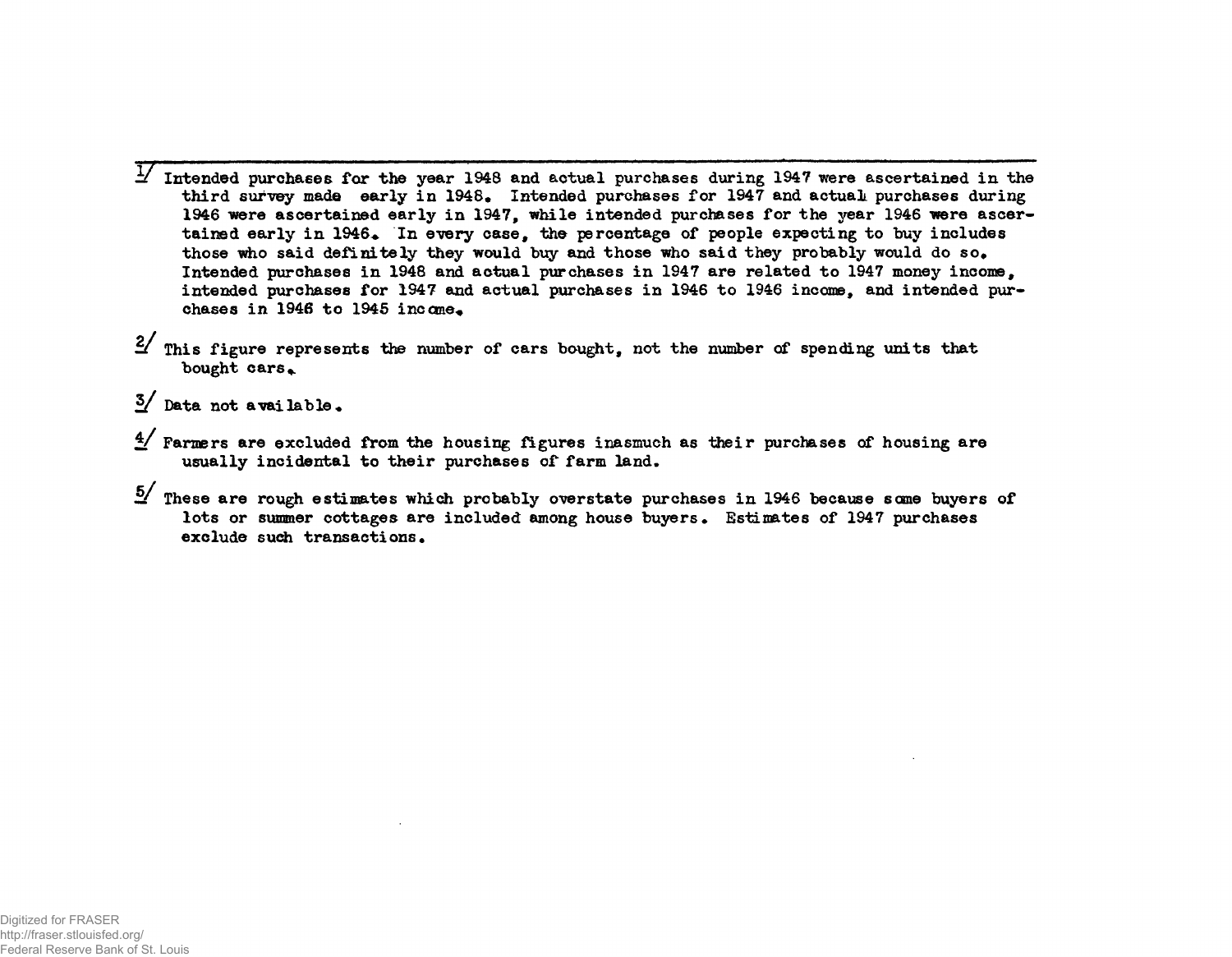1/ Intended purchases for the year 1948 and actual purchases during 1947 were ascertained in the third survey made early in 1948. Intended purchases for 1947 and actual purchases during 1946 were ascertained early in 1947, while intended purchases for the year 1946 were ascertained early in 1946. In every case, the percentage of people expecting to buy includes those who said definitely they would buy and those who said they probably would do so. Intended purchases in 1948 and actual purchases in 1947 are related to 1947 money income, intended purchases for 1947 and actual purchases in 1946 to 1946 income, and intended purchases in 1946 to 1945 income.

2/ This figure represents the number of cars bought, not the number of spending units that bought cars.

3/ Data not available.

4/ Farmers are excluded from the housing figures inasmuch as their purchases of housing are usually incidental to their purchases of farm land.

5/ These are rough estimates which probably overstate purchases in 1946 because some buyers of lots or summer cottages are included among house buyers. Estimates of 1947 purchases exclude such transactions.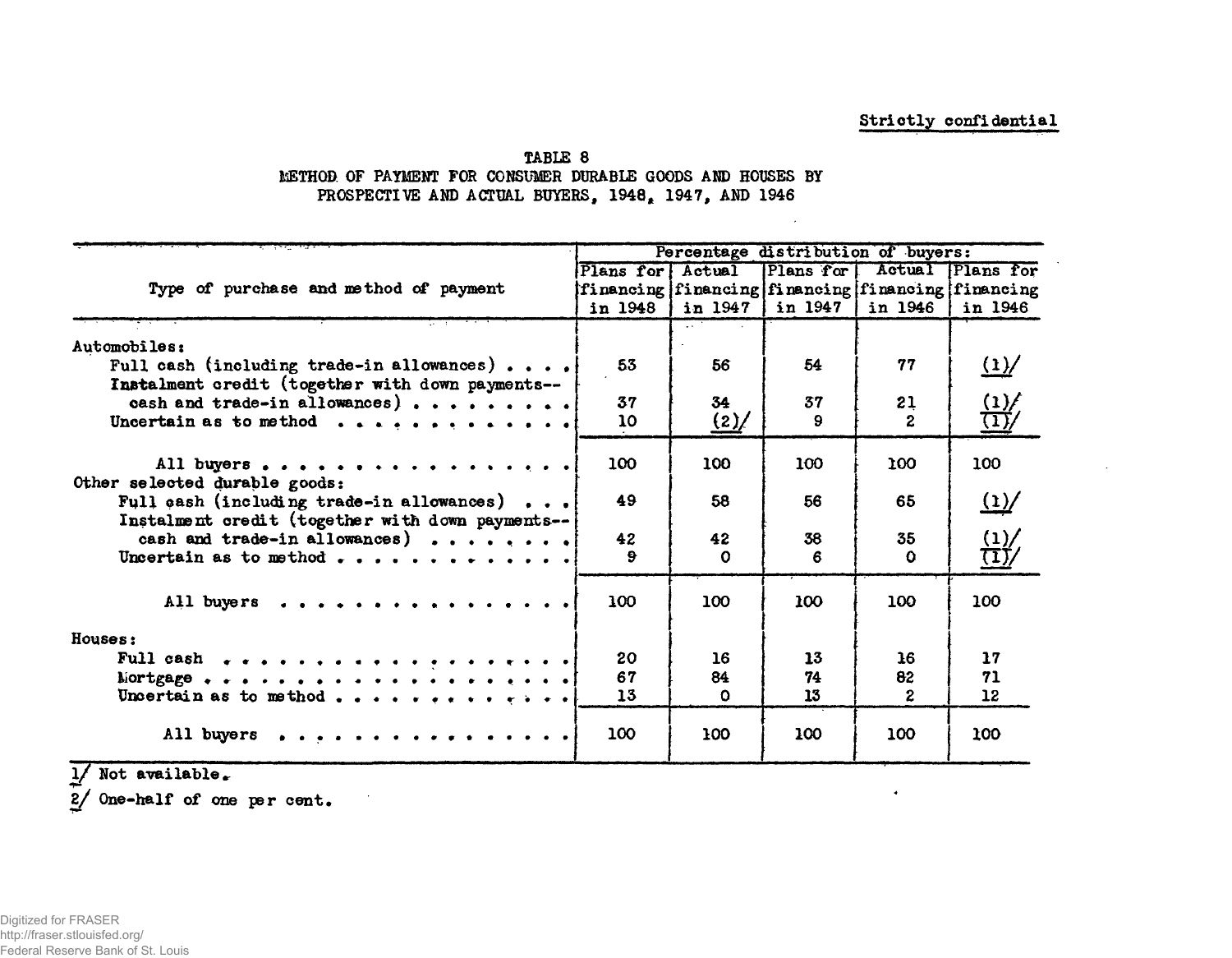Strictly confidential

### TABLE 8
### METHOD OF PAYMENT FOR CONSUMER DURABLE GOODS AND HOUSES BY PROSPECTIVE AND ACTUAL BUYERS, 1948, 1947, AND 1946

| Type of purchase and method of payment | Percentage distribution of buyers: | | | | |
|---|---|---|---|---|---|
| | Plans for financing in 1948 | Actual financing in 1947 | Plans for financing in 1947 | Actual financing in 1946 | Plans for financing in 1946 |
| **Automobiles:** | | | | | |
| Full cash (including trade-in allowances) . . . . | 53 | 56 | 54 | 77 | 1/ |
| Instalment credit (together with down payments--cash and trade-in allowances) . . . . . . . . . | 37 | 34 | 37 | 21 | 1/ |
| Uncertain as to method . . . . . . . . . . . . . | 10 | 2/ | 9 | 2 | 1/ |
| All buyers . . . . . . . . . . . . . . . . . | 100 | 100 | 100 | 100 | 100 |
| **Other selected durable goods:** | | | | | |
| Full cash (including trade-in allowances) . . . | 49 | 58 | 56 | 65 | 1/ |
| Instalment credit (together with down payments--cash and trade-in allowances) . . . . . . . . | 42 | 42 | 38 | 35 | 1/ |
| Uncertain as to method . . . . . . . . . . . . . | 9 | 0 | 6 | 0 | 1/ |
| All buyers . . . . . . . . . . . . . . . . | 100 | 100 | 100 | 100 | 100 |
| **Houses:** | | | | | |
| Full cash . . . . . . . . . . . . . . . . . . . | 20 | 16 | 13 | 16 | 17 |
| Mortgage . . . . . . . . . . . . . . . . . . . . | 67 | 84 | 74 | 82 | 71 |
| Uncertain as to method . . . . . . . . . . . . . | 13 | 0 | 13 | 2 | 12 |
| All buyers . . . . . . . . . . . . . . . . | 100 | 100 | 100 | 100 | 100 |

1/ Not available.

2/ One-half of one per cent.